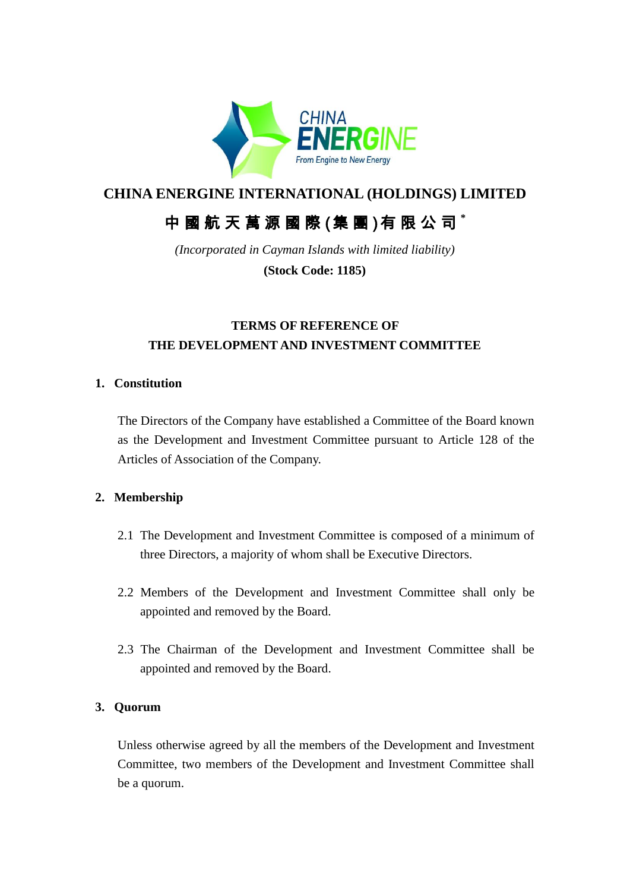# CHINA ENERGINE INTERNATIONAL (HOLDINGS) LIMITED

# 中國航天萬源國際(集團)有限公司*

*(Incorporated in Cayman Islands with limited liability)*

**(Stock Code: 1185)**

## TERMS OF REFERENCE OF THE DEVELOPMENT AND INVESTMENT COMMITTEE

### 1. Constitution

The Directors of the Company have established a Committee of the Board known as the Development and Investment Committee pursuant to Article 128 of the Articles of Association of the Company.

### 2. Membership

2.1 The Development and Investment Committee is composed of a minimum of three Directors, a majority of whom shall be Executive Directors.

2.2 Members of the Development and Investment Committee shall only be appointed and removed by the Board.

2.3 The Chairman of the Development and Investment Committee shall be appointed and removed by the Board.

### 3. Quorum

Unless otherwise agreed by all the members of the Development and Investment Committee, two members of the Development and Investment Committee shall be a quorum.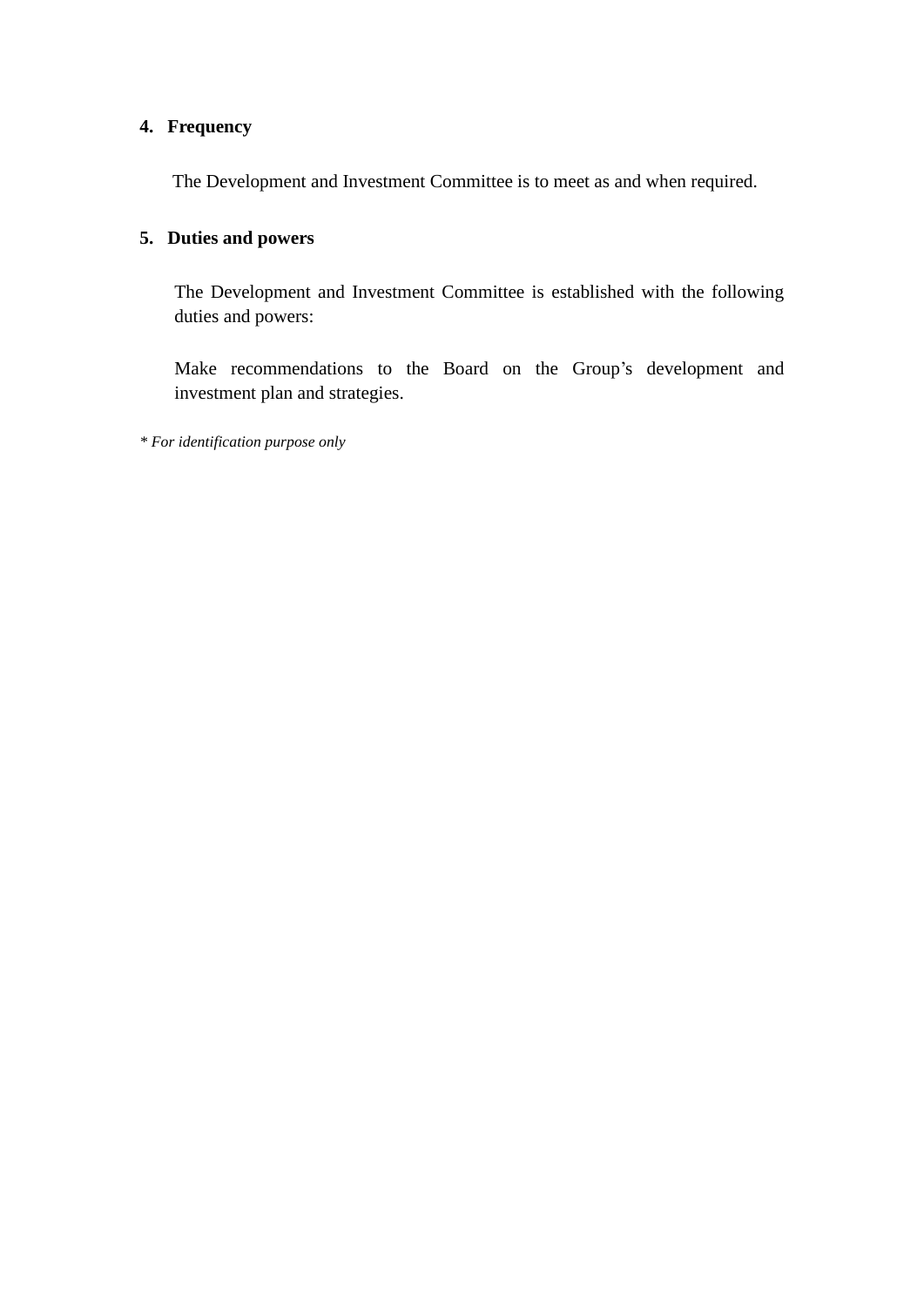4. **Frequency**

   The Development and Investment Committee is to meet as and when required.

5. **Duties and powers**

   The Development and Investment Committee is established with the following duties and powers:

   Make recommendations to the Board on the Group's development and investment plan and strategies.

*\* For identification purpose only*